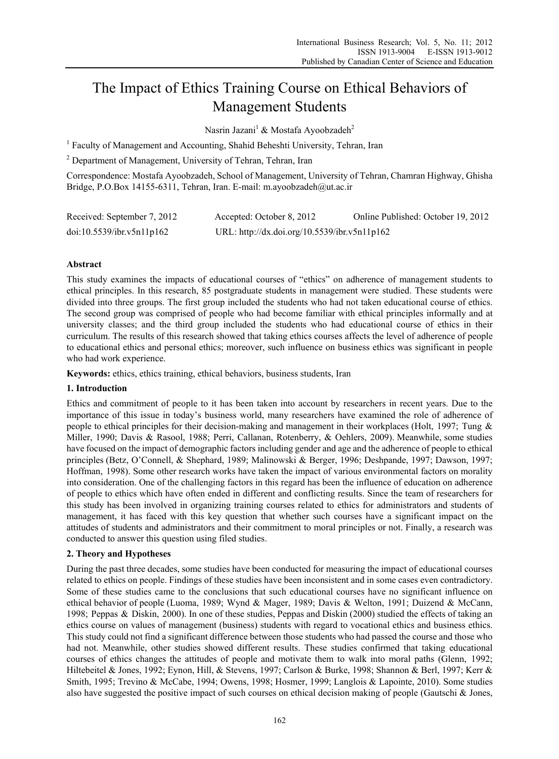# The Impact of Ethics Training Course on Ethical Behaviors of Management Students

Nasrin Jazani[1] & Mostafa Ayoobzadeh[2]

[1] Faculty of Management and Accounting, Shahid Beheshti University, Tehran, Iran

[2] Department of Management, University of Tehran, Tehran, Iran

Correspondence: Mostafa Ayoobzadeh, School of Management, University of Tehran, Chamran Highway, Ghisha Bridge, P.O.Box 14155-6311, Tehran, Iran. E-mail: m.ayoobzadeh@ut.ac.ir

Received: September 7, 2012 Accepted: October 8, 2012 Online Published: October 19, 2012

doi:10.5539/ibr.v5n11p162 URL: http://dx.doi.org/10.5539/ibr.v5n11p162

## Abstract

This study examines the impacts of educational courses of "ethics" on adherence of management students to ethical principles. In this research, 85 postgraduate students in management were studied. These students were divided into three groups. The first group included the students who had not taken educational course of ethics. The second group was comprised of people who had become familiar with ethical principles informally and at university classes; and the third group included the students who had educational course of ethics in their curriculum. The results of this research showed that taking ethics courses affects the level of adherence of people to educational ethics and personal ethics; moreover, such influence on business ethics was significant in people who had work experience.

**Keywords:** ethics, ethics training, ethical behaviors, business students, Iran

## 1. Introduction

Ethics and commitment of people to it has been taken into account by researchers in recent years. Due to the importance of this issue in today's business world, many researchers have examined the role of adherence of people to ethical principles for their decision-making and management in their workplaces (Holt, 1997; Tung & Miller, 1990; Davis & Rasool, 1988; Perri, Callanan, Rotenberry, & Oehlers, 2009). Meanwhile, some studies have focused on the impact of demographic factors including gender and age and the adherence of people to ethical principles (Betz, O'Connell, & Shephard, 1989; Malinowski & Berger, 1996; Deshpande, 1997; Dawson, 1997; Hoffman, 1998). Some other research works have taken the impact of various environmental factors on morality into consideration. One of the challenging factors in this regard has been the influence of education on adherence of people to ethics which have often ended in different and conflicting results. Since the team of researchers for this study has been involved in organizing training courses related to ethics for administrators and students of management, it has faced with this key question that whether such courses have a significant impact on the attitudes of students and administrators and their commitment to moral principles or not. Finally, a research was conducted to answer this question using filed studies.

## 2. Theory and Hypotheses

During the past three decades, some studies have been conducted for measuring the impact of educational courses related to ethics on people. Findings of these studies have been inconsistent and in some cases even contradictory. Some of these studies came to the conclusions that such educational courses have no significant influence on ethical behavior of people (Luoma, 1989; Wynd & Mager, 1989; Davis & Welton, 1991; Duizend & McCann, 1998; Peppas & Diskin, 2000). In one of these studies, Peppas and Diskin (2000) studied the effects of taking an ethics course on values of management (business) students with regard to vocational ethics and business ethics. This study could not find a significant difference between those students who had passed the course and those who had not. Meanwhile, other studies showed different results. These studies confirmed that taking educational courses of ethics changes the attitudes of people and motivate them to walk into moral paths (Glenn, 1992; Hiltebeitel & Jones, 1992; Eynon, Hill, & Stevens, 1997; Carlson & Burke, 1998; Shannon & Berl, 1997; Kerr & Smith, 1995; Trevino & McCabe, 1994; Owens, 1998; Hosmer, 1999; Langlois & Lapointe, 2010). Some studies also have suggested the positive impact of such courses on ethical decision making of people (Gautschi & Jones,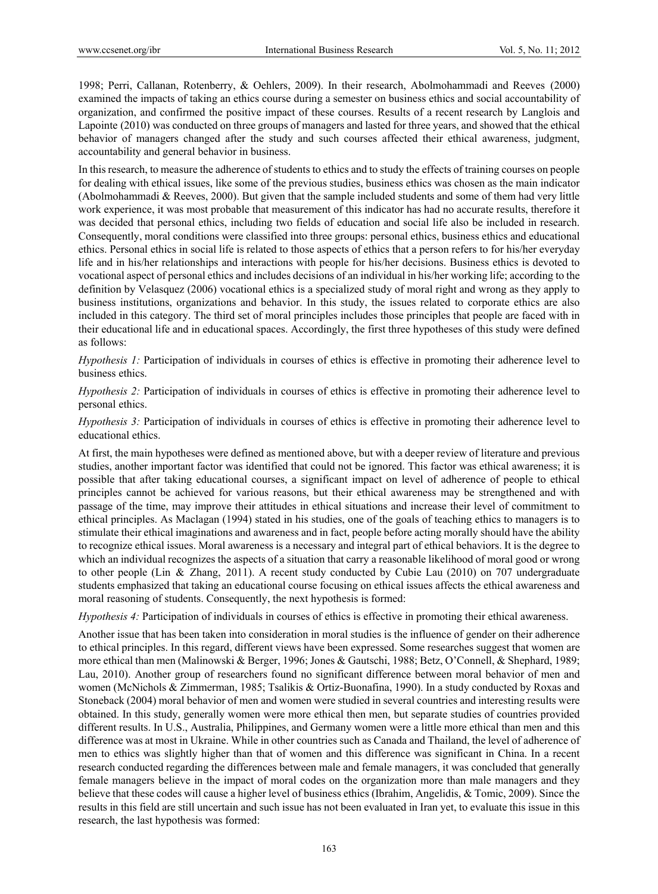1998; Perri, Callanan, Rotenberry, & Oehlers, 2009). In their research, Abolmohammadi and Reeves (2000) examined the impacts of taking an ethics course during a semester on business ethics and social accountability of organization, and confirmed the positive impact of these courses. Results of a recent research by Langlois and Lapointe (2010) was conducted on three groups of managers and lasted for three years, and showed that the ethical behavior of managers changed after the study and such courses affected their ethical awareness, judgment, accountability and general behavior in business.

In this research, to measure the adherence of students to ethics and to study the effects of training courses on people for dealing with ethical issues, like some of the previous studies, business ethics was chosen as the main indicator (Abolmohammadi & Reeves, 2000). But given that the sample included students and some of them had very little work experience, it was most probable that measurement of this indicator has had no accurate results, therefore it was decided that personal ethics, including two fields of education and social life also be included in research. Consequently, moral conditions were classified into three groups: personal ethics, business ethics and educational ethics. Personal ethics in social life is related to those aspects of ethics that a person refers to for his/her everyday life and in his/her relationships and interactions with people for his/her decisions. Business ethics is devoted to vocational aspect of personal ethics and includes decisions of an individual in his/her working life; according to the definition by Velasquez (2006) vocational ethics is a specialized study of moral right and wrong as they apply to business institutions, organizations and behavior. In this study, the issues related to corporate ethics are also included in this category. The third set of moral principles includes those principles that people are faced with in their educational life and in educational spaces. Accordingly, the first three hypotheses of this study were defined as follows:

*Hypothesis 1:* Participation of individuals in courses of ethics is effective in promoting their adherence level to business ethics.

*Hypothesis 2:* Participation of individuals in courses of ethics is effective in promoting their adherence level to personal ethics.

*Hypothesis 3:* Participation of individuals in courses of ethics is effective in promoting their adherence level to educational ethics.

At first, the main hypotheses were defined as mentioned above, but with a deeper review of literature and previous studies, another important factor was identified that could not be ignored. This factor was ethical awareness; it is possible that after taking educational courses, a significant impact on level of adherence of people to ethical principles cannot be achieved for various reasons, but their ethical awareness may be strengthened and with passage of the time, may improve their attitudes in ethical situations and increase their level of commitment to ethical principles. As Maclagan (1994) stated in his studies, one of the goals of teaching ethics to managers is to stimulate their ethical imaginations and awareness and in fact, people before acting morally should have the ability to recognize ethical issues. Moral awareness is a necessary and integral part of ethical behaviors. It is the degree to which an individual recognizes the aspects of a situation that carry a reasonable likelihood of moral good or wrong to other people (Lin & Zhang, 2011). A recent study conducted by Cubie Lau (2010) on 707 undergraduate students emphasized that taking an educational course focusing on ethical issues affects the ethical awareness and moral reasoning of students. Consequently, the next hypothesis is formed:

*Hypothesis 4:* Participation of individuals in courses of ethics is effective in promoting their ethical awareness.

Another issue that has been taken into consideration in moral studies is the influence of gender on their adherence to ethical principles. In this regard, different views have been expressed. Some researches suggest that women are more ethical than men (Malinowski & Berger, 1996; Jones & Gautschi, 1988; Betz, O'Connell, & Shephard, 1989; Lau, 2010). Another group of researchers found no significant difference between moral behavior of men and women (McNichols & Zimmerman, 1985; Tsalikis & Ortiz-Buonafina, 1990). In a study conducted by Roxas and Stoneback (2004) moral behavior of men and women were studied in several countries and interesting results were obtained. In this study, generally women were more ethical then men, but separate studies of countries provided different results. In U.S., Australia, Philippines, and Germany women were a little more ethical than men and this difference was at most in Ukraine. While in other countries such as Canada and Thailand, the level of adherence of men to ethics was slightly higher than that of women and this difference was significant in China. In a recent research conducted regarding the differences between male and female managers, it was concluded that generally female managers believe in the impact of moral codes on the organization more than male managers and they believe that these codes will cause a higher level of business ethics (Ibrahim, Angelidis, & Tomic, 2009). Since the results in this field are still uncertain and such issue has not been evaluated in Iran yet, to evaluate this issue in this research, the last hypothesis was formed: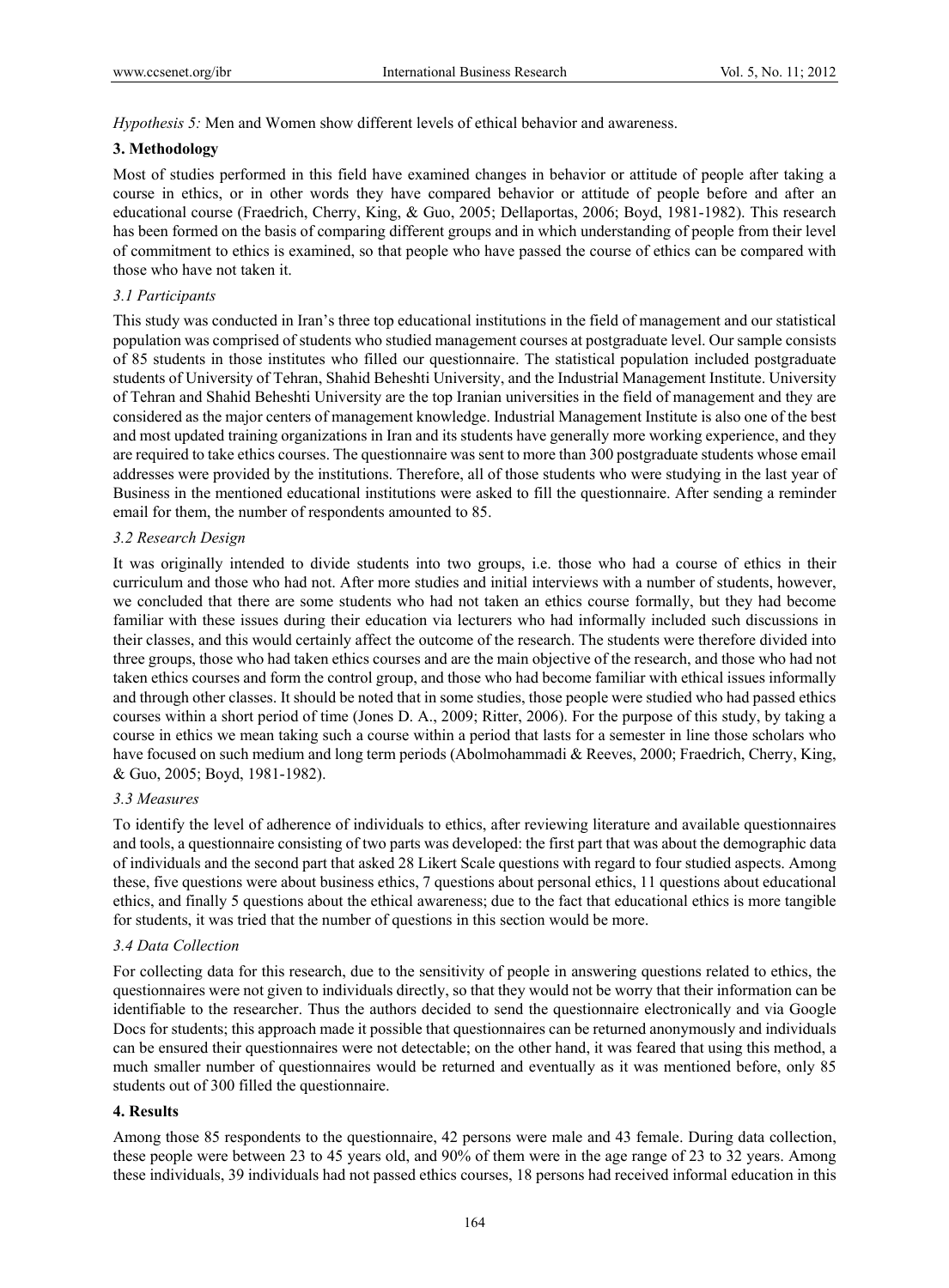*Hypothesis 5:* Men and Women show different levels of ethical behavior and awareness.

## 3. Methodology

Most of studies performed in this field have examined changes in behavior or attitude of people after taking a course in ethics, or in other words they have compared behavior or attitude of people before and after an educational course (Fraedrich, Cherry, King, & Guo, 2005; Dellaportas, 2006; Boyd, 1981-1982). This research has been formed on the basis of comparing different groups and in which understanding of people from their level of commitment to ethics is examined, so that people who have passed the course of ethics can be compared with those who have not taken it.

### 3.1 Participants

This study was conducted in Iran's three top educational institutions in the field of management and our statistical population was comprised of students who studied management courses at postgraduate level. Our sample consists of 85 students in those institutes who filled our questionnaire. The statistical population included postgraduate students of University of Tehran, Shahid Beheshti University, and the Industrial Management Institute. University of Tehran and Shahid Beheshti University are the top Iranian universities in the field of management and they are considered as the major centers of management knowledge. Industrial Management Institute is also one of the best and most updated training organizations in Iran and its students have generally more working experience, and they are required to take ethics courses. The questionnaire was sent to more than 300 postgraduate students whose email addresses were provided by the institutions. Therefore, all of those students who were studying in the last year of Business in the mentioned educational institutions were asked to fill the questionnaire. After sending a reminder email for them, the number of respondents amounted to 85.

### 3.2 Research Design

It was originally intended to divide students into two groups, i.e. those who had a course of ethics in their curriculum and those who had not. After more studies and initial interviews with a number of students, however, we concluded that there are some students who had not taken an ethics course formally, but they had become familiar with these issues during their education via lecturers who had informally included such discussions in their classes, and this would certainly affect the outcome of the research. The students were therefore divided into three groups, those who had taken ethics courses and are the main objective of the research, and those who had not taken ethics courses and form the control group, and those who had become familiar with ethical issues informally and through other classes. It should be noted that in some studies, those people were studied who had passed ethics courses within a short period of time (Jones D. A., 2009; Ritter, 2006). For the purpose of this study, by taking a course in ethics we mean taking such a course within a period that lasts for a semester in line those scholars who have focused on such medium and long term periods (Abolmohammadi & Reeves, 2000; Fraedrich, Cherry, King, & Guo, 2005; Boyd, 1981-1982).

### 3.3 Measures

To identify the level of adherence of individuals to ethics, after reviewing literature and available questionnaires and tools, a questionnaire consisting of two parts was developed: the first part that was about the demographic data of individuals and the second part that asked 28 Likert Scale questions with regard to four studied aspects. Among these, five questions were about business ethics, 7 questions about personal ethics, 11 questions about educational ethics, and finally 5 questions about the ethical awareness; due to the fact that educational ethics is more tangible for students, it was tried that the number of questions in this section would be more.

### 3.4 Data Collection

For collecting data for this research, due to the sensitivity of people in answering questions related to ethics, the questionnaires were not given to individuals directly, so that they would not be worry that their information can be identifiable to the researcher. Thus the authors decided to send the questionnaire electronically and via Google Docs for students; this approach made it possible that questionnaires can be returned anonymously and individuals can be ensured their questionnaires were not detectable; on the other hand, it was feared that using this method, a much smaller number of questionnaires would be returned and eventually as it was mentioned before, only 85 students out of 300 filled the questionnaire.

## 4. Results

Among those 85 respondents to the questionnaire, 42 persons were male and 43 female. During data collection, these people were between 23 to 45 years old, and 90% of them were in the age range of 23 to 32 years. Among these individuals, 39 individuals had not passed ethics courses, 18 persons had received informal education in this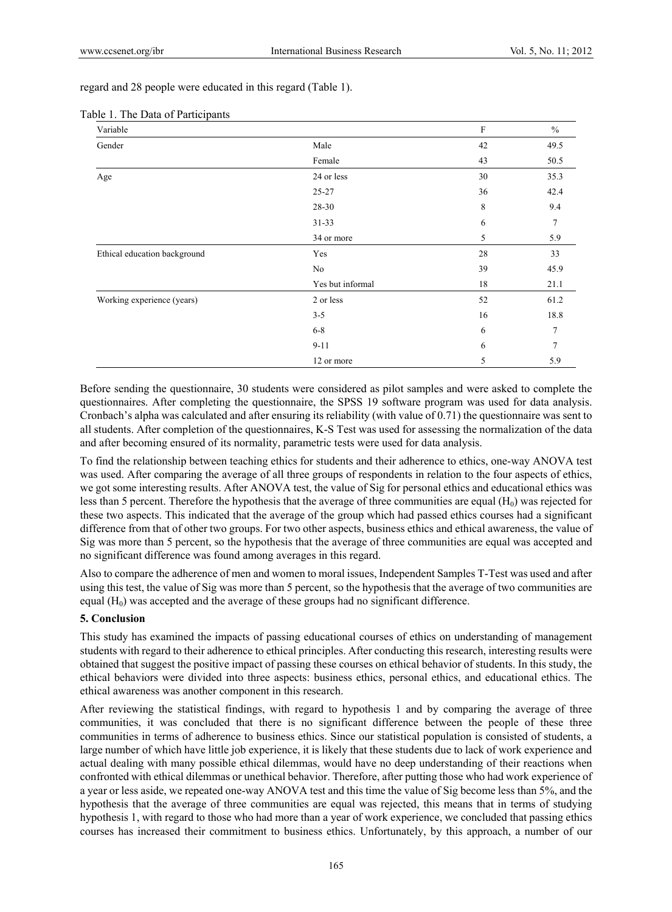regard and 28 people were educated in this regard (Table 1).

Table 1. The Data of Participants

| Variable | | F | % |
|---|---|---|---|
| Gender | Male | 42 | 49.5 |
| | Female | 43 | 50.5 |
| Age | 24 or less | 30 | 35.3 |
| | 25-27 | 36 | 42.4 |
| | 28-30 | 8 | 9.4 |
| | 31-33 | 6 | 7 |
| | 34 or more | 5 | 5.9 |
| Ethical education background | Yes | 28 | 33 |
| | No | 39 | 45.9 |
| | Yes but informal | 18 | 21.1 |
| Working experience (years) | 2 or less | 52 | 61.2 |
| | 3-5 | 16 | 18.8 |
| | 6-8 | 6 | 7 |
| | 9-11 | 6 | 7 |
| | 12 or more | 5 | 5.9 |

Before sending the questionnaire, 30 students were considered as pilot samples and were asked to complete the questionnaires. After completing the questionnaire, the SPSS 19 software program was used for data analysis. Cronbach's alpha was calculated and after ensuring its reliability (with value of 0.71) the questionnaire was sent to all students. After completion of the questionnaires, K-S Test was used for assessing the normalization of the data and after becoming ensured of its normality, parametric tests were used for data analysis.

To find the relationship between teaching ethics for students and their adherence to ethics, one-way ANOVA test was used. After comparing the average of all three groups of respondents in relation to the four aspects of ethics, we got some interesting results. After ANOVA test, the value of Sig for personal ethics and educational ethics was less than 5 percent. Therefore the hypothesis that the average of three communities are equal ($H_0$) was rejected for these two aspects. This indicated that the average of the group which had passed ethics courses had a significant difference from that of other two groups. For two other aspects, business ethics and ethical awareness, the value of Sig was more than 5 percent, so the hypothesis that the average of three communities are equal was accepted and no significant difference was found among averages in this regard.

Also to compare the adherence of men and women to moral issues, Independent Samples T-Test was used and after using this test, the value of Sig was more than 5 percent, so the hypothesis that the average of two communities are equal ($H_0$) was accepted and the average of these groups had no significant difference.

## 5. Conclusion

This study has examined the impacts of passing educational courses of ethics on understanding of management students with regard to their adherence to ethical principles. After conducting this research, interesting results were obtained that suggest the positive impact of passing these courses on ethical behavior of students. In this study, the ethical behaviors were divided into three aspects: business ethics, personal ethics, and educational ethics. The ethical awareness was another component in this research.

After reviewing the statistical findings, with regard to hypothesis 1 and by comparing the average of three communities, it was concluded that there is no significant difference between the people of these three communities in terms of adherence to business ethics. Since our statistical population is consisted of students, a large number of which have little job experience, it is likely that these students due to lack of work experience and actual dealing with many possible ethical dilemmas, would have no deep understanding of their reactions when confronted with ethical dilemmas or unethical behavior. Therefore, after putting those who had work experience of a year or less aside, we repeated one-way ANOVA test and this time the value of Sig become less than 5%, and the hypothesis that the average of three communities are equal was rejected, this means that in terms of studying hypothesis 1, with regard to those who had more than a year of work experience, we concluded that passing ethics courses has increased their commitment to business ethics. Unfortunately, by this approach, a number of our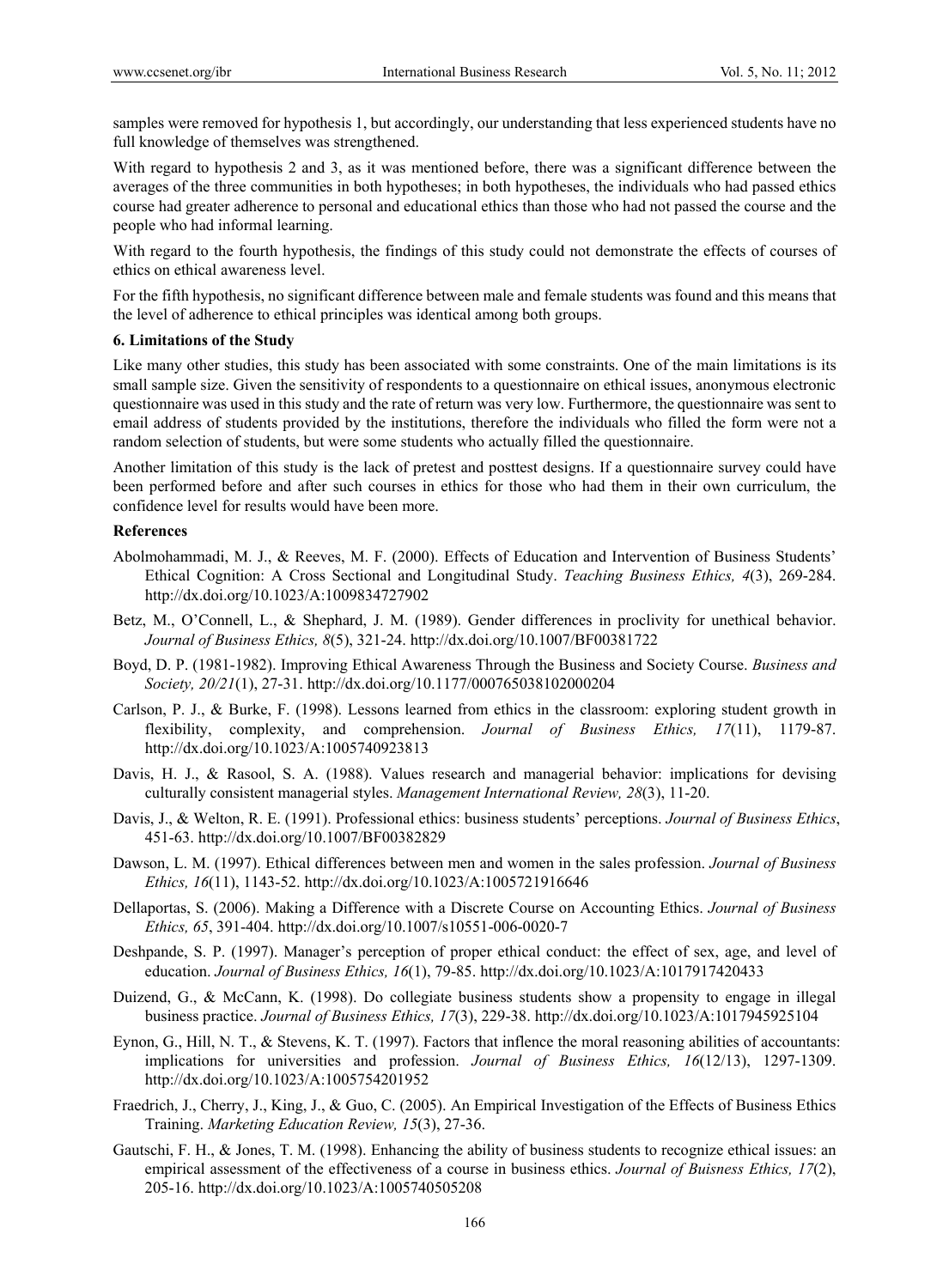samples were removed for hypothesis 1, but accordingly, our understanding that less experienced students have no full knowledge of themselves was strengthened.

With regard to hypothesis 2 and 3, as it was mentioned before, there was a significant difference between the averages of the three communities in both hypotheses; in both hypotheses, the individuals who had passed ethics course had greater adherence to personal and educational ethics than those who had not passed the course and the people who had informal learning.

With regard to the fourth hypothesis, the findings of this study could not demonstrate the effects of courses of ethics on ethical awareness level.

For the fifth hypothesis, no significant difference between male and female students was found and this means that the level of adherence to ethical principles was identical among both groups.

### 6. Limitations of the Study

Like many other studies, this study has been associated with some constraints. One of the main limitations is its small sample size. Given the sensitivity of respondents to a questionnaire on ethical issues, anonymous electronic questionnaire was used in this study and the rate of return was very low. Furthermore, the questionnaire was sent to email address of students provided by the institutions, therefore the individuals who filled the form were not a random selection of students, but were some students who actually filled the questionnaire.

Another limitation of this study is the lack of pretest and posttest designs. If a questionnaire survey could have been performed before and after such courses in ethics for those who had them in their own curriculum, the confidence level for results would have been more.

### References

Abolmohammadi, M. J., & Reeves, M. F. (2000). Effects of Education and Intervention of Business Students' Ethical Cognition: A Cross Sectional and Longitudinal Study. *Teaching Business Ethics, 4*(3), 269-284. http://dx.doi.org/10.1023/A:1009834727902

Betz, M., O'Connell, L., & Shephard, J. M. (1989). Gender differences in proclivity for unethical behavior. *Journal of Business Ethics, 8*(5), 321-24. http://dx.doi.org/10.1007/BF00381722

Boyd, D. P. (1981-1982). Improving Ethical Awareness Through the Business and Society Course. *Business and Society, 20/21*(1), 27-31. http://dx.doi.org/10.1177/000765038102000204

Carlson, P. J., & Burke, F. (1998). Lessons learned from ethics in the classroom: exploring student growth in flexibility, complexity, and comprehension. *Journal of Business Ethics, 17*(11), 1179-87. http://dx.doi.org/10.1023/A:1005740923813

Davis, H. J., & Rasool, S. A. (1988). Values research and managerial behavior: implications for devising culturally consistent managerial styles. *Management International Review, 28*(3), 11-20.

Davis, J., & Welton, R. E. (1991). Professional ethics: business students' perceptions. *Journal of Business Ethics*, 451-63. http://dx.doi.org/10.1007/BF00382829

Dawson, L. M. (1997). Ethical differences between men and women in the sales profession. *Journal of Business Ethics, 16*(11), 1143-52. http://dx.doi.org/10.1023/A:1005721916646

Dellaportas, S. (2006). Making a Difference with a Discrete Course on Accounting Ethics. *Journal of Business Ethics, 65*, 391-404. http://dx.doi.org/10.1007/s10551-006-0020-7

Deshpande, S. P. (1997). Manager's perception of proper ethical conduct: the effect of sex, age, and level of education. *Journal of Business Ethics, 16*(1), 79-85. http://dx.doi.org/10.1023/A:1017917420433

Duizend, G., & McCann, K. (1998). Do collegiate business students show a propensity to engage in illegal business practice. *Journal of Business Ethics, 17*(3), 229-38. http://dx.doi.org/10.1023/A:1017945925104

Eynon, G., Hill, N. T., & Stevens, K. T. (1997). Factors that inflence the moral reasoning abilities of accountants: implications for universities and profession. *Journal of Business Ethics, 16*(12/13), 1297-1309. http://dx.doi.org/10.1023/A:1005754201952

Fraedrich, J., Cherry, J., King, J., & Guo, C. (2005). An Empirical Investigation of the Effects of Business Ethics Training. *Marketing Education Review, 15*(3), 27-36.

Gautschi, F. H., & Jones, T. M. (1998). Enhancing the ability of business students to recognize ethical issues: an empirical assessment of the effectiveness of a course in business ethics. *Journal of Buisness Ethics, 17*(2), 205-16. http://dx.doi.org/10.1023/A:1005740505208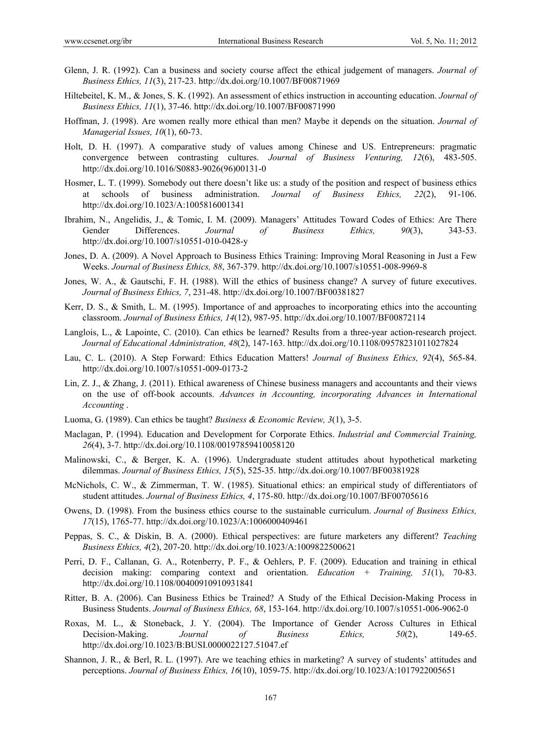Glenn, J. R. (1992). Can a business and society course affect the ethical judgement of managers. *Journal of Business Ethics, 11*(3), 217-23. http://dx.doi.org/10.1007/BF00871969

Hiltebeitel, K. M., & Jones, S. K. (1992). An assessment of ethics instruction in accounting education. *Journal of Business Ethics, 11*(1), 37-46. http://dx.doi.org/10.1007/BF00871990

Hoffman, J. (1998). Are women really more ethical than men? Maybe it depends on the situation. *Journal of Managerial Issues, 10*(1), 60-73.

Holt, D. H. (1997). A comparative study of values among Chinese and US. Entrepreneurs: pragmatic convergence between contrasting cultures. *Journal of Business Venturing, 12*(6), 483-505. http://dx.doi.org/10.1016/S0883-9026(96)00131-0

Hosmer, L. T. (1999). Somebody out there doesn't like us: a study of the position and respect of business ethics at schools of business administration. *Journal of Business Ethics, 22*(2), 91-106. http://dx.doi.org/10.1023/A:1005816001341

Ibrahim, N., Angelidis, J., & Tomic, I. M. (2009). Managers' Attitudes Toward Codes of Ethics: Are There Gender Differences. *Journal of Business Ethics, 90*(3), 343-53. http://dx.doi.org/10.1007/s10551-010-0428-y

Jones, D. A. (2009). A Novel Approach to Business Ethics Training: Improving Moral Reasoning in Just a Few Weeks. *Journal of Business Ethics, 88*, 367-379. http://dx.doi.org/10.1007/s10551-008-9969-8

Jones, W. A., & Gautschi, F. H. (1988). Will the ethics of business change? A survey of future executives. *Journal of Business Ethics, 7*, 231-48. http://dx.doi.org/10.1007/BF00381827

Kerr, D. S., & Smith, L. M. (1995). Importance of and approaches to incorporating ethics into the accounting classroom. *Journal of Business Ethics, 14*(12), 987-95. http://dx.doi.org/10.1007/BF00872114

Langlois, L., & Lapointe, C. (2010). Can ethics be learned? Results from a three-year action-research project. *Journal of Educational Administration, 48*(2), 147-163. http://dx.doi.org/10.1108/09578231011027824

Lau, C. L. (2010). A Step Forward: Ethics Education Matters! *Journal of Business Ethics, 92*(4), 565-84. http://dx.doi.org/10.1007/s10551-009-0173-2

Lin, Z. J., & Zhang, J. (2011). Ethical awareness of Chinese business managers and accountants and their views on the use of off-book accounts. *Advances in Accounting, incorporating Advances in International Accounting* .

Luoma, G. (1989). Can ethics be taught? *Business & Economic Review, 3*(1), 3-5.

Maclagan, P. (1994). Education and Development for Corporate Ethics. *Industrial and Commercial Training, 26*(4), 3-7. http://dx.doi.org/10.1108/00197859410058120

Malinowski, C., & Berger, K. A. (1996). Undergraduate student attitudes about hypothetical marketing dilemmas. *Journal of Business Ethics, 15*(5), 525-35. http://dx.doi.org/10.1007/BF00381928

McNichols, C. W., & Zimmerman, T. W. (1985). Situational ethics: an empirical study of differentiators of student attitudes. *Journal of Business Ethics, 4*, 175-80. http://dx.doi.org/10.1007/BF00705616

Owens, D. (1998). From the business ethics course to the sustainable curriculum. *Journal of Business Ethics, 17*(15), 1765-77. http://dx.doi.org/10.1023/A:1006000409461

Peppas, S. C., & Diskin, B. A. (2000). Ethical perspectives: are future marketers any different? *Teaching Business Ethics, 4*(2), 207-20. http://dx.doi.org/10.1023/A:1009822500621

Perri, D. F., Callanan, G. A., Rotenberry, P. F., & Oehlers, P. F. (2009). Education and training in ethical decision making: comparing context and orientation. *Education + Training, 51*(1), 70-83. http://dx.doi.org/10.1108/00400910910931841

Ritter, B. A. (2006). Can Business Ethics be Trained? A Study of the Ethical Decision-Making Process in Business Students. *Journal of Business Ethics, 68*, 153-164. http://dx.doi.org/10.1007/s10551-006-9062-0

Roxas, M. L., & Stoneback, J. Y. (2004). The Importance of Gender Across Cultures in Ethical Decision-Making. *Journal of Business Ethics, 50*(2), 149-65. http://dx.doi.org/10.1023/B:BUSI.0000022127.51047.ef

Shannon, J. R., & Berl, R. L. (1997). Are we teaching ethics in marketing? A survey of students' attitudes and perceptions. *Journal of Business Ethics, 16*(10), 1059-75. http://dx.doi.org/10.1023/A:1017922005651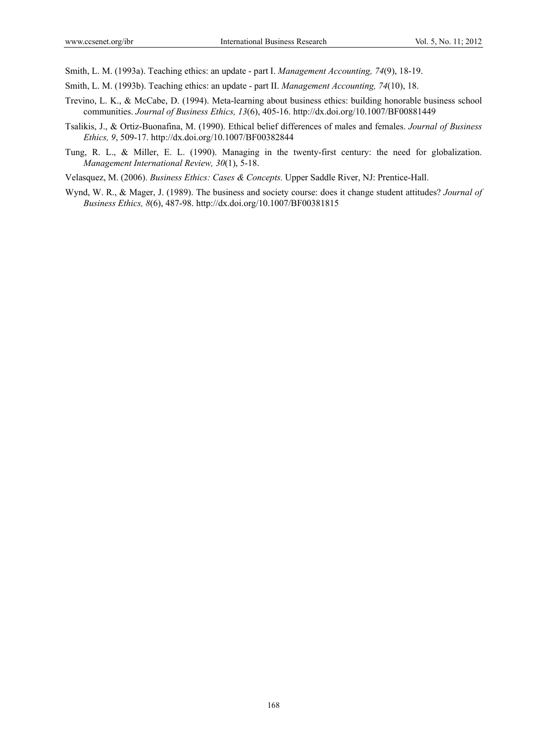Smith, L. M. (1993a). Teaching ethics: an update - part I. *Management Accounting, 74*(9), 18-19.

Smith, L. M. (1993b). Teaching ethics: an update - part II. *Management Accounting, 74*(10), 18.

Trevino, L. K., & McCabe, D. (1994). Meta-learning about business ethics: building honorable business school communities. *Journal of Business Ethics, 13*(6), 405-16. http://dx.doi.org/10.1007/BF00881449

Tsalikis, J., & Ortiz-Buonafina, M. (1990). Ethical belief differences of males and females. *Journal of Business Ethics, 9*, 509-17. http://dx.doi.org/10.1007/BF00382844

Tung, R. L., & Miller, E. L. (1990). Managing in the twenty-first century: the need for globalization. *Management International Review, 30*(1), 5-18.

Velasquez, M. (2006). *Business Ethics: Cases & Concepts.* Upper Saddle River, NJ: Prentice-Hall.

Wynd, W. R., & Mager, J. (1989). The business and society course: does it change student attitudes? *Journal of Business Ethics, 8*(6), 487-98. http://dx.doi.org/10.1007/BF00381815